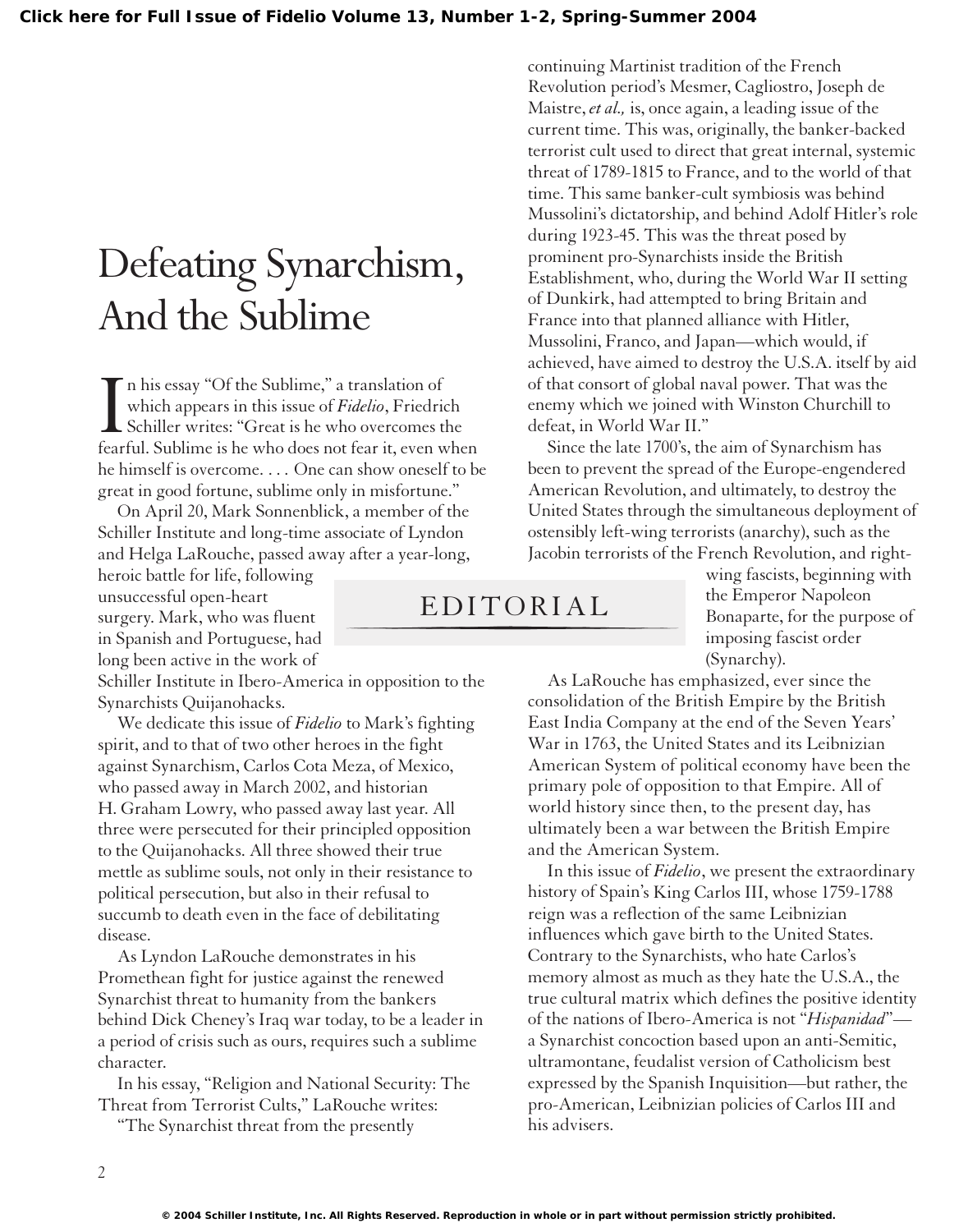# Defeating Synarchism, And the Sublime

EDITORIAL

In his essay "Of the Sublime," a translation of which appears in this issue of *Fidelio*, Friedrich Schiller writes: "Great is he who overcomes the fearful. Sublime is he who does not fear it, even when he himself is overcome. . . . One can show oneself to be great in good fortune, sublime only in misfortune."

On April 20, Mark Sonnenblick, a member of the Schiller Institute and long-time associate of Lyndon and Helga LaRouche, passed away after a year-long, heroic battle for life, following unsuccessful open-heart surgery. Mark, who was fluent in Spanish and Portuguese, had long been active in the work of Schiller Institute in Ibero-America in opposition to the Synarchists Quijanohacks.

We dedicate this issue of *Fidelio* to Mark's fighting spirit, and to that of two other heroes in the fight against Synarchism, Carlos Cota Meza, of Mexico, who passed away in March 2002, and historian H. Graham Lowry, who passed away last year. All three were persecuted for their principled opposition to the Quijanohacks. All three showed their true mettle as sublime souls, not only in their resistance to political persecution, but also in their refusal to succumb to death even in the face of debilitating disease.

As Lyndon LaRouche demonstrates in his Promethean fight for justice against the renewed Synarchist threat to humanity from the bankers behind Dick Cheney's Iraq war today, to be a leader in a period of crisis such as ours, requires such a sublime character.

In his essay, "Religion and National Security: The Threat from Terrorist Cults," LaRouche writes:

"The Synarchist threat from the presently continuing Martinist tradition of the French Revolution period's Mesmer, Cagliostro, Joseph de Maistre, *et al.,* is, once again, a leading issue of the current time. This was, originally, the banker-backed terrorist cult used to direct that great internal, systemic threat of 1789-1815 to France, and to the world of that time. This same banker-cult symbiosis was behind Mussolini's dictatorship, and behind Adolf Hitler's role during 1923-45. This was the threat posed by prominent pro-Synarchists inside the British Establishment, who, during the World War II setting of Dunkirk, had attempted to bring Britain and France into that planned alliance with Hitler, Mussolini, Franco, and Japan—which would, if achieved, have aimed to destroy the U.S.A. itself by aid of that consort of global naval power. That was the enemy which we joined with Winston Churchill to defeat, in World War II."

Since the late 1700's, the aim of Synarchism has been to prevent the spread of the Europe-engendered American Revolution, and ultimately, to destroy the United States through the simultaneous deployment of ostensibly left-wing terrorists (anarchy), such as the Jacobin terrorists of the French Revolution, and right-wing fascists, beginning with the Emperor Napoleon Bonaparte, for the purpose of imposing fascist order (Synarchy).

As LaRouche has emphasized, ever since the consolidation of the British Empire by the British East India Company at the end of the Seven Years' War in 1763, the United States and its Leibnizian American System of political economy have been the primary pole of opposition to that Empire. All of world history since then, to the present day, has ultimately been a war between the British Empire and the American System.

In this issue of *Fidelio*, we present the extraordinary history of Spain's King Carlos III, whose 1759-1788 reign was a reflection of the same Leibnizian influences which gave birth to the United States. Contrary to the Synarchists, who hate Carlos's memory almost as much as they hate the U.S.A., the true cultural matrix which defines the positive identity of the nations of Ibero-America is not "*Hispanidad*"—a Synarchist concoction based upon an anti-Semitic, ultramontane, feudalist version of Catholicism best expressed by the Spanish Inquisition—but rather, the pro-American, Leibnizian policies of Carlos III and his advisers.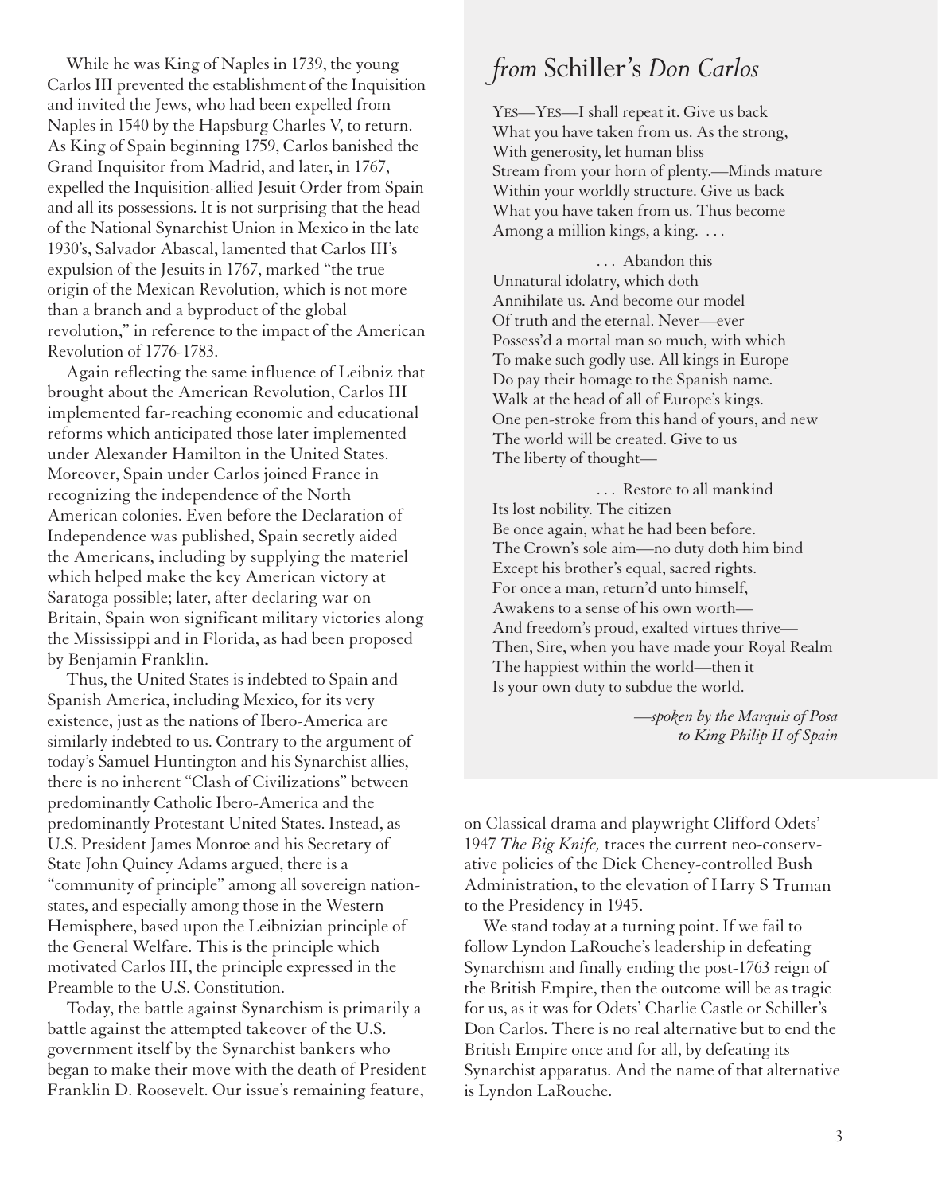While he was King of Naples in 1739, the young Carlos III prevented the establishment of the Inquisition and invited the Jews, who had been expelled from Naples in 1540 by the Hapsburg Charles V, to return. As King of Spain beginning 1759, Carlos banished the Grand Inquisitor from Madrid, and later, in 1767, expelled the Inquisition-allied Jesuit Order from Spain and all its possessions. It is not surprising that the head of the National Synarchist Union in Mexico in the late 1930's, Salvador Abascal, lamented that Carlos III's expulsion of the Jesuits in 1767, marked "the true origin of the Mexican Revolution, which is not more than a branch and a byproduct of the global revolution," in reference to the impact of the American Revolution of 1776-1783.

Again reflecting the same influence of Leibniz that brought about the American Revolution, Carlos III implemented far-reaching economic and educational reforms which anticipated those later implemented under Alexander Hamilton in the United States. Moreover, Spain under Carlos joined France in recognizing the independence of the North American colonies. Even before the Declaration of Independence was published, Spain secretly aided the Americans, including by supplying the materiel which helped make the key American victory at Saratoga possible; later, after declaring war on Britain, Spain won significant military victories along the Mississippi and in Florida, as had been proposed by Benjamin Franklin.

Thus, the United States is indebted to Spain and Spanish America, including Mexico, for its very existence, just as the nations of Ibero-America are similarly indebted to us. Contrary to the argument of today's Samuel Huntington and his Synarchist allies, there is no inherent "Clash of Civilizations" between predominantly Catholic Ibero-America and the predominantly Protestant United States. Instead, as U.S. President James Monroe and his Secretary of State John Quincy Adams argued, there is a "community of principle" among all sovereign nation-states, and especially among those in the Western Hemisphere, based upon the Leibnizian principle of the General Welfare. This is the principle which motivated Carlos III, the principle expressed in the Preamble to the U.S. Constitution.

Today, the battle against Synarchism is primarily a battle against the attempted takeover of the U.S. government itself by the Synarchist bankers who began to make their move with the death of President Franklin D. Roosevelt. Our issue's remaining feature, on Classical drama and playwright Clifford Odets' 1947 *The Big Knife,* traces the current neo-conservative policies of the Dick Cheney-controlled Bush Administration, to the elevation of Harry S Truman to the Presidency in 1945.

We stand today at a turning point. If we fail to follow Lyndon LaRouche's leadership in defeating Synarchism and finally ending the post-1763 reign of the British Empire, then the outcome will be as tragic for us, as it was for Odets' Charlie Castle or Schiller's Don Carlos. There is no real alternative but to end the British Empire once and for all, by defeating its Synarchist apparatus. And the name of that alternative is Lyndon LaRouche.

## *from* Schiller's *Don Carlos*

YES—YES—I shall repeat it. Give us back
What you have taken from us. As the strong,
With generosity, let human bliss
Stream from your horn of plenty.—Minds mature
Within your worldly structure. Give us back
What you have taken from us. Thus become
Among a million kings, a king. . . .

. . . Abandon this
Unnatural idolatry, which doth
Annihilate us. And become our model
Of truth and the eternal. Never—ever
Possess'd a mortal man so much, with which
To make such godly use. All kings in Europe
Do pay their homage to the Spanish name.
Walk at the head of all of Europe's kings.
One pen-stroke from this hand of yours, and new
The world will be created. Give to us
The liberty of thought—

. . . Restore to all mankind
Its lost nobility. The citizen
Be once again, what he had been before.
The Crown's sole aim—no duty doth him bind
Except his brother's equal, sacred rights.
For once a man, return'd unto himself,
Awakens to a sense of his own worth—
And freedom's proud, exalted virtues thrive—
Then, Sire, when you have made your Royal Realm
The happiest within the world—then it
Is your own duty to subdue the world.

*—spoken by the Marquis of Posa to King Philip II of Spain*